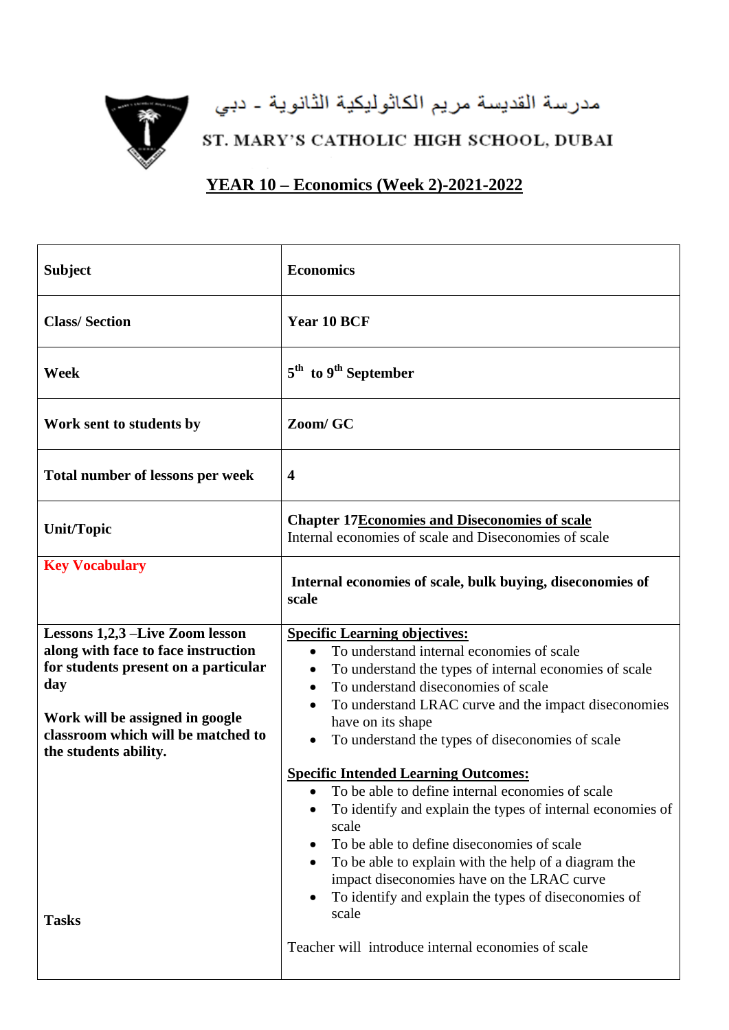مدرسة القديسة مريم الكاثوليكية الثانوية - دبي

ST. MARY'S CATHOLIC HIGH SCHOOL, DUBAI

# YEAR 10 – Economics (Week 2)-2021-2022

| **Subject** | **Economics** |
|---|---|
| **Class/ Section** | **Year 10 BCF** |
| **Week** | **5th to 9th September** |
| **Work sent to students by** | **Zoom/ GC** |
| **Total number of lessons per week** | **4** |
| **Unit/Topic** | **Chapter 17Economies and Diseconomies of scale**<br>Internal economies of scale and Diseconomies of scale |
| **Key Vocabulary** | **Internal economies of scale, bulk buying, diseconomies of scale** |
| **Lessons 1,2,3 –Live Zoom lesson along with face to face instruction for students present on a particular day**<br><br>**Work will be assigned in google classroom which will be matched to the students ability.**<br><br>**Tasks** | **Specific Learning objectives:**<br>• To understand internal economies of scale<br>• To understand the types of internal economies of scale<br>• To understand diseconomies of scale<br>• To understand LRAC curve and the impact diseconomies have on its shape<br>• To understand the types of diseconomies of scale<br><br>**Specific Intended Learning Outcomes:**<br>• To be able to define internal economies of scale<br>• To identify and explain the types of internal economies of scale<br>• To be able to define diseconomies of scale<br>• To be able to explain with the help of a diagram the impact diseconomies have on the LRAC curve<br>• To identify and explain the types of diseconomies of scale<br><br>Teacher will introduce internal economies of scale |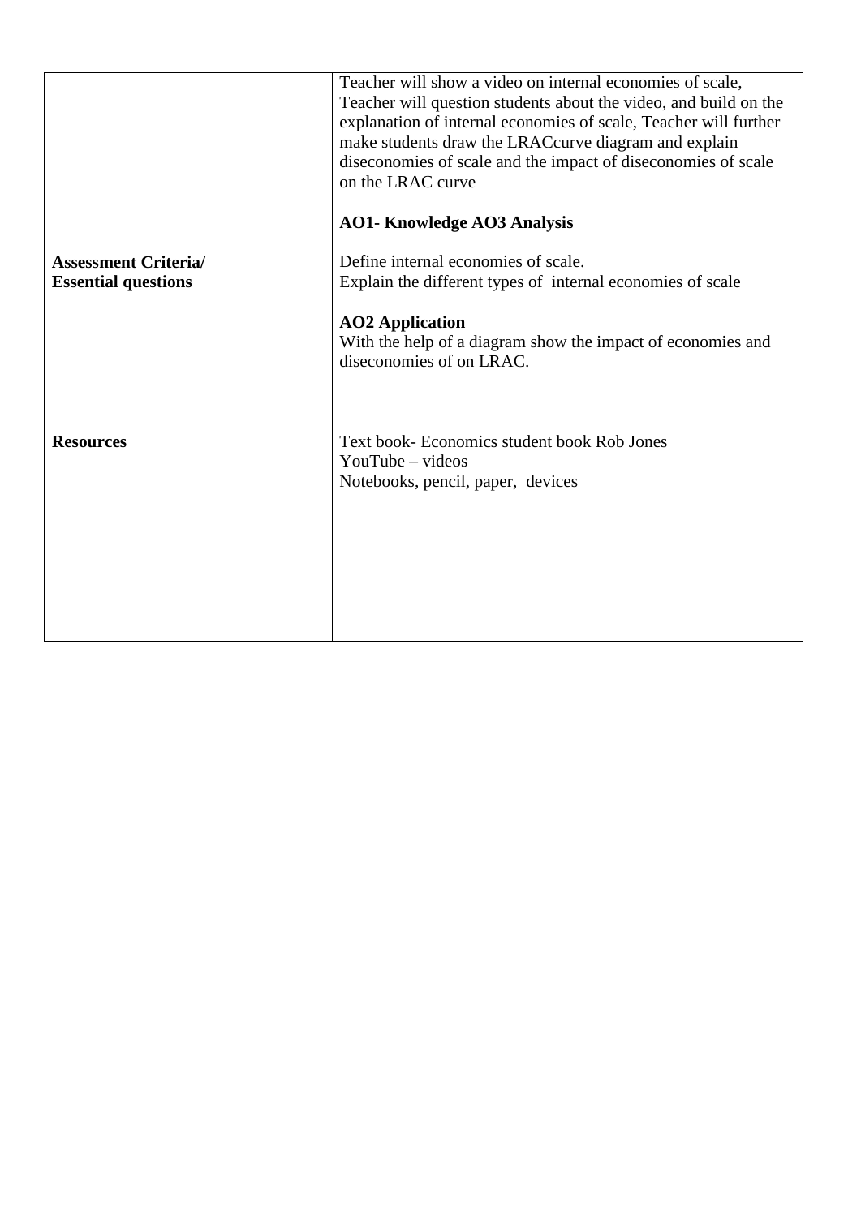| | |
|---|---|
| | Teacher will show a video on internal economies of scale, Teacher will question students about the video, and build on the explanation of internal economies of scale, Teacher will further make students draw the LRACcurve diagram and explain diseconomies of scale and the impact of diseconomies of scale on the LRAC curve<br><br>**AO1- Knowledge AO3 Analysis** |
| **Assessment Criteria/ Essential questions** | Define internal economies of scale.<br>Explain the different types of internal economies of scale<br><br>**AO2 Application**<br>With the help of a diagram show the impact of economies and diseconomies of on LRAC. |
| **Resources** | Text book- Economics student book Rob Jones<br>YouTube – videos<br>Notebooks, pencil, paper, devices |